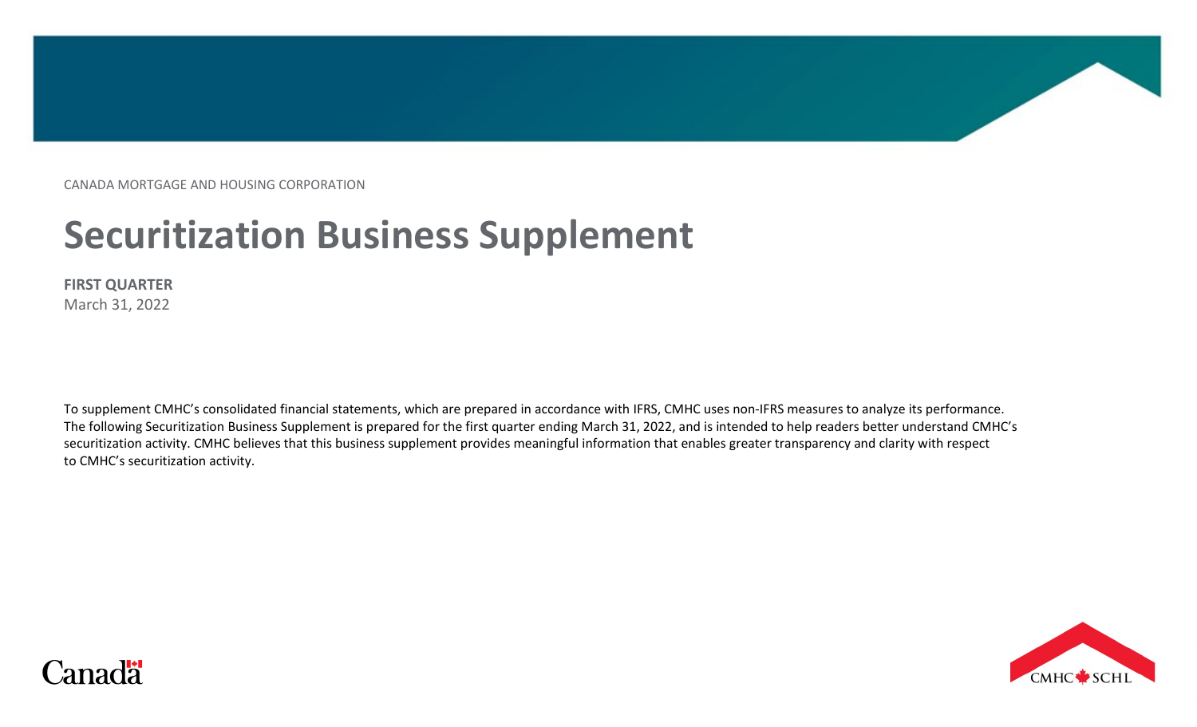CANADA MORTGAGE AND HOUSING CORPORATION

# Securitization Business Supplement

**FIRST QUARTER**
March 31, 2022

To supplement CMHC's consolidated financial statements, which are prepared in accordance with IFRS, CMHC uses non-IFRS measures to analyze its performance. The following Securitization Business Supplement is prepared for the first quarter ending March 31, 2022, and is intended to help readers better understand CMHC's securitization activity. CMHC believes that this business supplement provides meaningful information that enables greater transparency and clarity with respect to CMHC's securitization activity.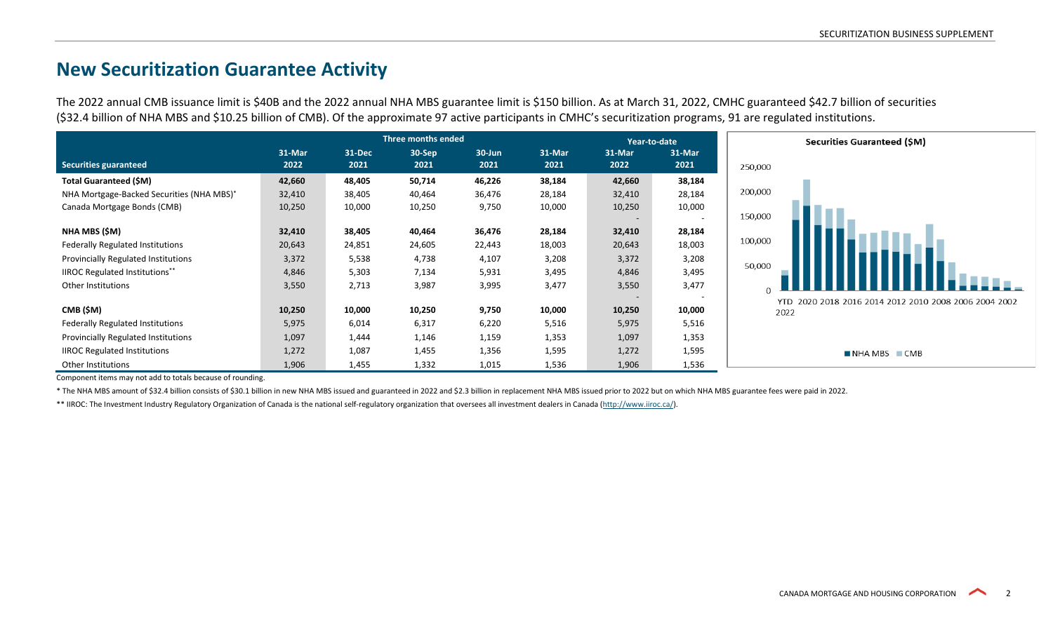# New Securitization Guarantee Activity

The 2022 annual CMB issuance limit is $40B and the 2022 annual NHA MBS guarantee limit is $150 billion. As at March 31, 2022, CMHC guaranteed $42.7 billion of securities ($32.4 billion of NHA MBS and $10.25 billion of CMB). Of the approximate 97 active participants in CMHC's securitization programs, 91 are regulated institutions.

| | Three months ended | | | | | Year-to-date | |
|---|---|---|---|---|---|---|---|
| **Securities guaranteed** | **31-Mar 2022** | **31-Dec 2021** | **30-Sep 2021** | **30-Jun 2021** | **31-Mar 2021** | **31-Mar 2022** | **31-Mar 2021** |
| **Total Guaranteed ($M)** | **42,660** | **48,405** | **50,714** | **46,226** | **38,184** | **42,660** | **38,184** |
| NHA Mortgage-Backed Securities (NHA MBS)* | 32,410 | 38,405 | 40,464 | 36,476 | 28,184 | 32,410 | 28,184 |
| Canada Mortgage Bonds (CMB) | 10,250 | 10,000 | 10,250 | 9,750 | 10,000 | 10,250 | 10,000 |
| | | | | | | - | - |
| **NHA MBS ($M)** | **32,410** | **38,405** | **40,464** | **36,476** | **28,184** | **32,410** | **28,184** |
| Federally Regulated Institutions | 20,643 | 24,851 | 24,605 | 22,443 | 18,003 | 20,643 | 18,003 |
| Provincially Regulated Institutions | 3,372 | 5,538 | 4,738 | 4,107 | 3,208 | 3,372 | 3,208 |
| IIROC Regulated Institutions** | 4,846 | 5,303 | 7,134 | 5,931 | 3,495 | 4,846 | 3,495 |
| Other Institutions | 3,550 | 2,713 | 3,987 | 3,995 | 3,477 | 3,550 | 3,477 |
| | | | | | | - | - |
| **CMB ($M)** | **10,250** | **10,000** | **10,250** | **9,750** | **10,000** | **10,250** | **10,000** |
| Federally Regulated Institutions | 5,975 | 6,014 | 6,317 | 6,220 | 5,516 | 5,975 | 5,516 |
| Provincially Regulated Institutions | 1,097 | 1,444 | 1,146 | 1,159 | 1,353 | 1,097 | 1,353 |
| IIROC Regulated Institutions | 1,272 | 1,087 | 1,455 | 1,356 | 1,595 | 1,272 | 1,595 |
| Other Institutions | 1,906 | 1,455 | 1,332 | 1,015 | 1,536 | 1,906 | 1,536 |

Component items may not add to totals because of rounding.

**Securities Guaranteed ($M)**

Y-axis: 0, 50,000, 100,000, 150,000, 200,000, 250,000
X-axis: YTD 2022, 2020, 2018, 2016, 2014, 2012, 2010, 2008, 2006, 2004, 2002

Legend: NHA MBS, CMB

\* The NHA MBS amount of $32.4 billion consists of $30.1 billion in new NHA MBS issued and guaranteed in 2022 and $2.3 billion in replacement NHA MBS issued prior to 2022 but on which NHA MBS guarantee fees were paid in 2022.

\*\* IIROC: The Investment Industry Regulatory Organization of Canada is the national self-regulatory organization that oversees all investment dealers in Canada (http://www.iiroc.ca/).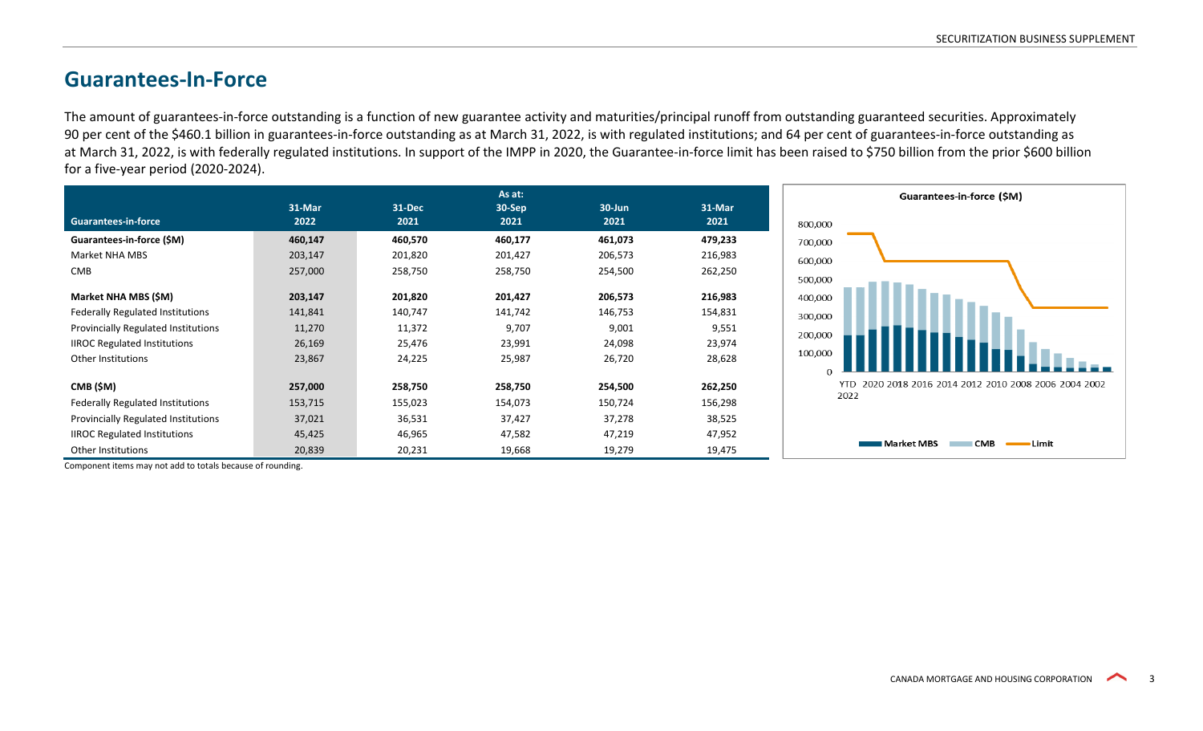## Guarantees-In-Force

The amount of guarantees-in-force outstanding is a function of new guarantee activity and maturities/principal runoff from outstanding guaranteed securities. Approximately 90 per cent of the $460.1 billion in guarantees-in-force outstanding as at March 31, 2022, is with regulated institutions; and 64 per cent of guarantees-in-force outstanding as at March 31, 2022, is with federally regulated institutions. In support of the IMPP in 2020, the Guarantee-in-force limit has been raised to $750 billion from the prior $600 billion for a five-year period (2020-2024).

| Guarantees-in-force | 31-Mar 2022 | 31-Dec 2021 | As at: 30-Sep 2021 | 30-Jun 2021 | 31-Mar 2021 |
|---|---|---|---|---|---|
| **Guarantees-in-force ($M)** | **460,147** | **460,570** | **460,177** | **461,073** | **479,233** |
| Market NHA MBS | 203,147 | 201,820 | 201,427 | 206,573 | 216,983 |
| CMB | 257,000 | 258,750 | 258,750 | 254,500 | 262,250 |
| **Market NHA MBS ($M)** | **203,147** | **201,820** | **201,427** | **206,573** | **216,983** |
| Federally Regulated Institutions | 141,841 | 140,747 | 141,742 | 146,753 | 154,831 |
| Provincially Regulated Institutions | 11,270 | 11,372 | 9,707 | 9,001 | 9,551 |
| IIROC Regulated Institutions | 26,169 | 25,476 | 23,991 | 24,098 | 23,974 |
| Other Institutions | 23,867 | 24,225 | 25,987 | 26,720 | 28,628 |
| **CMB ($M)** | **257,000** | **258,750** | **258,750** | **254,500** | **262,250** |
| Federally Regulated Institutions | 153,715 | 155,023 | 154,073 | 150,724 | 156,298 |
| Provincially Regulated Institutions | 37,021 | 36,531 | 37,427 | 37,278 | 38,525 |
| IIROC Regulated Institutions | 45,425 | 46,965 | 47,582 | 47,219 | 47,952 |
| Other Institutions | 20,839 | 20,231 | 19,668 | 19,279 | 19,475 |

Component items may not add to totals because of rounding.

**Guarantees-in-force ($M)**

Legend: Market MBS, CMB, Limit

Y-axis: 0; 100,000; 200,000; 300,000; 400,000; 500,000; 600,000; 700,000; 800,000

X-axis: YTD 2022, 2020, 2018, 2016, 2014, 2012, 2010, 2008, 2006, 2004, 2002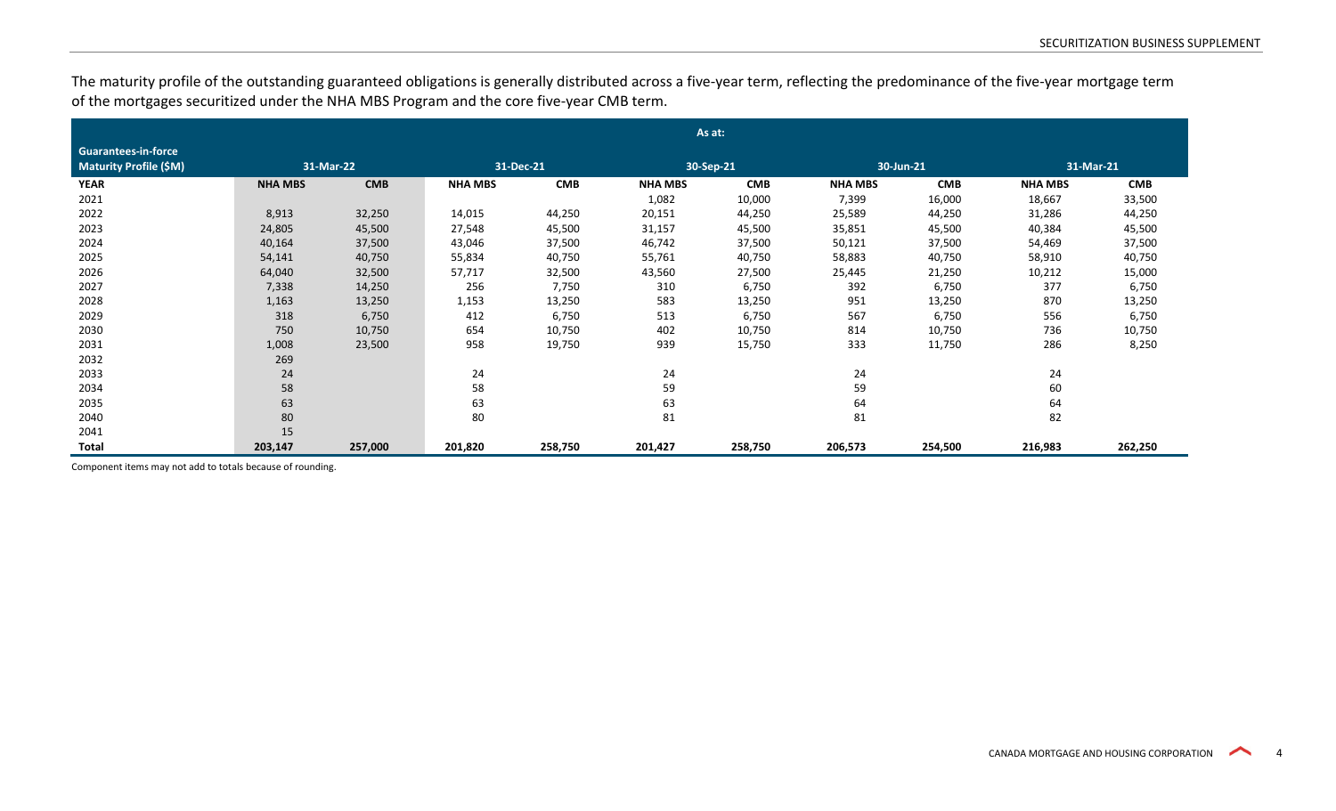The maturity profile of the outstanding guaranteed obligations is generally distributed across a five-year term, reflecting the predominance of the five-year mortgage term of the mortgages securitized under the NHA MBS Program and the core five-year CMB term.

| Guarantees-in-force Maturity Profile ($M) | As at: 31-Mar-22 | | 31-Dec-21 | | 30-Sep-21 | | 30-Jun-21 | | 31-Mar-21 | |
|---|---|---|---|---|---|---|---|---|---|---|
| **YEAR** | **NHA MBS** | **CMB** | **NHA MBS** | **CMB** | **NHA MBS** | **CMB** | **NHA MBS** | **CMB** | **NHA MBS** | **CMB** |
| 2021 | | | | | 1,082 | 10,000 | 7,399 | 16,000 | 18,667 | 33,500 |
| 2022 | 8,913 | 32,250 | 14,015 | 44,250 | 20,151 | 44,250 | 25,589 | 44,250 | 31,286 | 44,250 |
| 2023 | 24,805 | 45,500 | 27,548 | 45,500 | 31,157 | 45,500 | 35,851 | 45,500 | 40,384 | 45,500 |
| 2024 | 40,164 | 37,500 | 43,046 | 37,500 | 46,742 | 37,500 | 50,121 | 37,500 | 54,469 | 37,500 |
| 2025 | 54,141 | 40,750 | 55,834 | 40,750 | 55,761 | 40,750 | 58,883 | 40,750 | 58,910 | 40,750 |
| 2026 | 64,040 | 32,500 | 57,717 | 32,500 | 43,560 | 27,500 | 25,445 | 21,250 | 10,212 | 15,000 |
| 2027 | 7,338 | 14,250 | 256 | 7,750 | 310 | 6,750 | 392 | 6,750 | 377 | 6,750 |
| 2028 | 1,163 | 13,250 | 1,153 | 13,250 | 583 | 13,250 | 951 | 13,250 | 870 | 13,250 |
| 2029 | 318 | 6,750 | 412 | 6,750 | 513 | 6,750 | 567 | 6,750 | 556 | 6,750 |
| 2030 | 750 | 10,750 | 654 | 10,750 | 402 | 10,750 | 814 | 10,750 | 736 | 10,750 |
| 2031 | 1,008 | 23,500 | 958 | 19,750 | 939 | 15,750 | 333 | 11,750 | 286 | 8,250 |
| 2032 | 269 | | | | | | | | | |
| 2033 | 24 | | 24 | | 24 | | 24 | | 24 | |
| 2034 | 58 | | 58 | | 59 | | 59 | | 60 | |
| 2035 | 63 | | 63 | | 63 | | 64 | | 64 | |
| 2040 | 80 | | 80 | | 81 | | 81 | | 82 | |
| 2041 | 15 | | | | | | | | | |
| **Total** | **203,147** | **257,000** | **201,820** | **258,750** | **201,427** | **258,750** | **206,573** | **254,500** | **216,983** | **262,250** |

Component items may not add to totals because of rounding.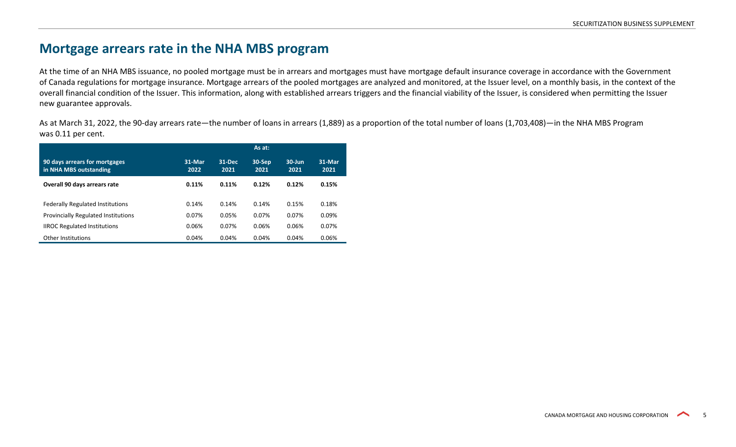# Mortgage arrears rate in the NHA MBS program

At the time of an NHA MBS issuance, no pooled mortgage must be in arrears and mortgages must have mortgage default insurance coverage in accordance with the Government of Canada regulations for mortgage insurance. Mortgage arrears of the pooled mortgages are analyzed and monitored, at the Issuer level, on a monthly basis, in the context of the overall financial condition of the Issuer. This information, along with established arrears triggers and the financial viability of the Issuer, is considered when permitting the Issuer new guarantee approvals.

As at March 31, 2022, the 90-day arrears rate—the number of loans in arrears (1,889) as a proportion of the total number of loans (1,703,408)—in the NHA MBS Program was 0.11 per cent.

| | As at: | | | | |
|---|---|---|---|---|---|
| **90 days arrears for mortgages in NHA MBS outstanding** | **31-Mar 2022** | **31-Dec 2021** | **30-Sep 2021** | **30-Jun 2021** | **31-Mar 2021** |
| **Overall 90 days arrears rate** | **0.11%** | **0.11%** | **0.12%** | **0.12%** | **0.15%** |
| Federally Regulated Institutions | 0.14% | 0.14% | 0.14% | 0.15% | 0.18% |
| Provincially Regulated Institutions | 0.07% | 0.05% | 0.07% | 0.07% | 0.09% |
| IIROC Regulated Institutions | 0.06% | 0.07% | 0.06% | 0.06% | 0.07% |
| Other Institutions | 0.04% | 0.04% | 0.04% | 0.04% | 0.06% |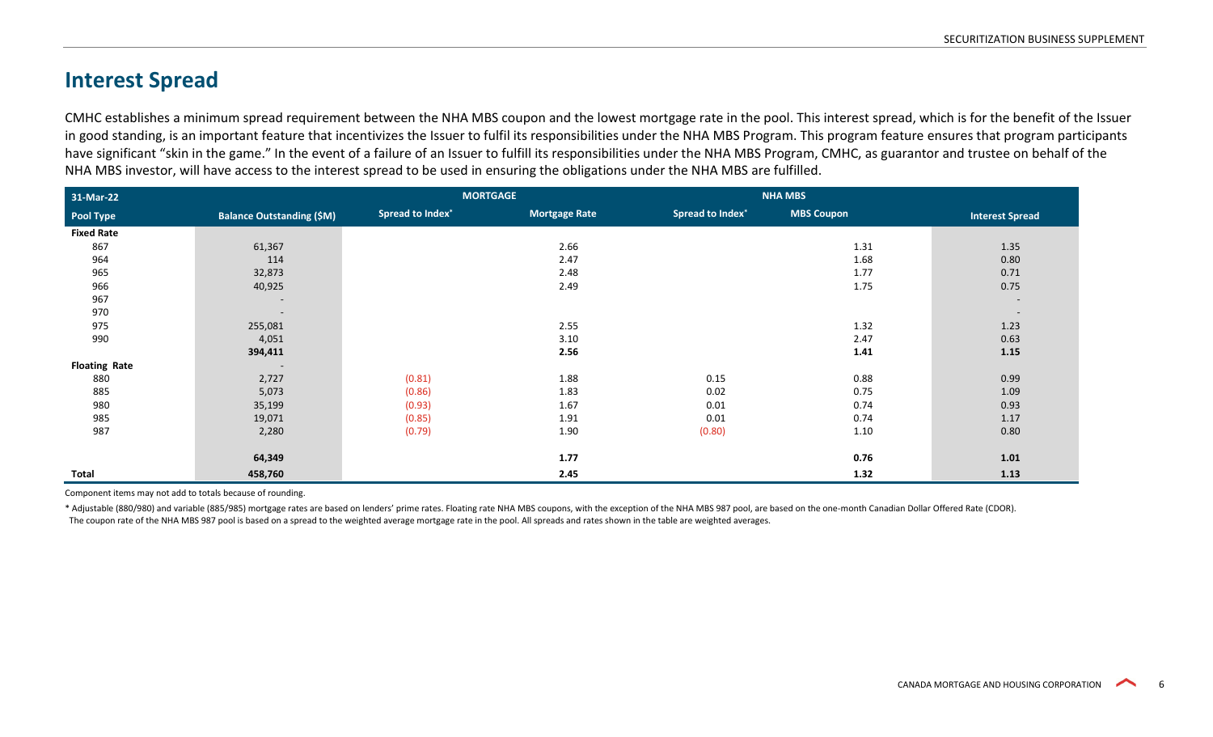## Interest Spread

CMHC establishes a minimum spread requirement between the NHA MBS coupon and the lowest mortgage rate in the pool. This interest spread, which is for the benefit of the Issuer in good standing, is an important feature that incentivizes the Issuer to fulfil its responsibilities under the NHA MBS Program. This program feature ensures that program participants have significant "skin in the game." In the event of a failure of an Issuer to fulfill its responsibilities under the NHA MBS Program, CMHC, as guarantor and trustee on behalf of the NHA MBS investor, will have access to the interest spread to be used in ensuring the obligations under the NHA MBS are fulfilled.

| 31-Mar-22 | | MORTGAGE | | NHA MBS | | |
|---|---|---|---|---|---|---|
| **Pool Type** | **Balance Outstanding ($M)** | **Spread to Index*** | **Mortgage Rate** | **Spread to Index*** | **MBS Coupon** | **Interest Spread** |
| **Fixed Rate** | | | | | | |
| 867 | 61,367 | | 2.66 | | 1.31 | 1.35 |
| 964 | 114 | | 2.47 | | 1.68 | 0.80 |
| 965 | 32,873 | | 2.48 | | 1.77 | 0.71 |
| 966 | 40,925 | | 2.49 | | 1.75 | 0.75 |
| 967 | - | | | | | - |
| 970 | - | | | | | - |
| 975 | 255,081 | | 2.55 | | 1.32 | 1.23 |
| 990 | 4,051 | | 3.10 | | 2.47 | 0.63 |
| | **394,411** | | **2.56** | | **1.41** | **1.15** |
| **Floating Rate** | - | | | | | |
| 880 | 2,727 | (0.81) | 1.88 | 0.15 | 0.88 | 0.99 |
| 885 | 5,073 | (0.86) | 1.83 | 0.02 | 0.75 | 1.09 |
| 980 | 35,199 | (0.93) | 1.67 | 0.01 | 0.74 | 0.93 |
| 985 | 19,071 | (0.85) | 1.91 | 0.01 | 0.74 | 1.17 |
| 987 | 2,280 | (0.79) | 1.90 | (0.80) | 1.10 | 0.80 |
| | **64,349** | | **1.77** | | **0.76** | **1.01** |
| **Total** | **458,760** | | **2.45** | | **1.32** | **1.13** |

Component items may not add to totals because of rounding.

* Adjustable (880/980) and variable (885/985) mortgage rates are based on lenders' prime rates. Floating rate NHA MBS coupons, with the exception of the NHA MBS 987 pool, are based on the one-month Canadian Dollar Offered Rate (CDOR). The coupon rate of the NHA MBS 987 pool is based on a spread to the weighted average mortgage rate in the pool. All spreads and rates shown in the table are weighted averages.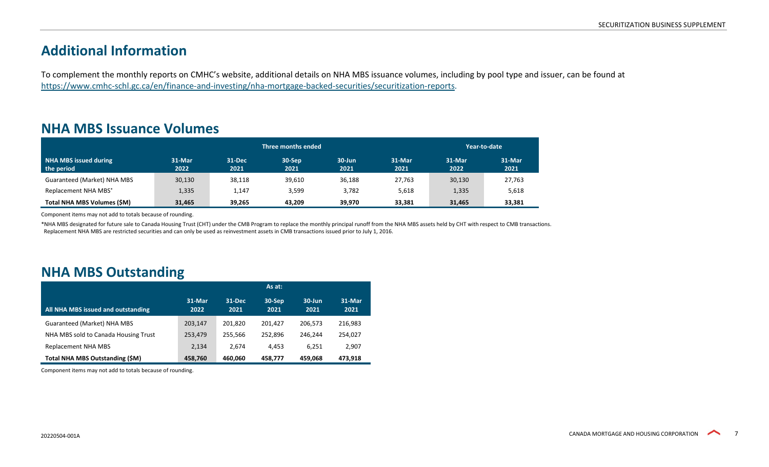## Additional Information

To complement the monthly reports on CMHC's website, additional details on NHA MBS issuance volumes, including by pool type and issuer, can be found at https://www.cmhc-schl.gc.ca/en/finance-and-investing/nha-mortgage-backed-securities/securitization-reports.

## NHA MBS Issuance Volumes

| | Three months ended | | | | | Year-to-date | |
|---|---|---|---|---|---|---|---|
| NHA MBS issued during the period | 31-Mar 2022 | 31-Dec 2021 | 30-Sep 2021 | 30-Jun 2021 | 31-Mar 2021 | 31-Mar 2022 | 31-Mar 2021 |
| Guaranteed (Market) NHA MBS | 30,130 | 38,118 | 39,610 | 36,188 | 27,763 | 30,130 | 27,763 |
| Replacement NHA MBS* | 1,335 | 1,147 | 3,599 | 3,782 | 5,618 | 1,335 | 5,618 |
| **Total NHA MBS Volumes ($M)** | **31,465** | **39,265** | **43,209** | **39,970** | **33,381** | **31,465** | **33,381** |

Component items may not add to totals because of rounding.

*NHA MBS designated for future sale to Canada Housing Trust (CHT) under the CMB Program to replace the monthly principal runoff from the NHA MBS assets held by CHT with respect to CMB transactions. Replacement NHA MBS are restricted securities and can only be used as reinvestment assets in CMB transactions issued prior to July 1, 2016.

## NHA MBS Outstanding

| | As at: | | | | |
|---|---|---|---|---|---|
| All NHA MBS issued and outstanding | 31-Mar 2022 | 31-Dec 2021 | 30-Sep 2021 | 30-Jun 2021 | 31-Mar 2021 |
| Guaranteed (Market) NHA MBS | 203,147 | 201,820 | 201,427 | 206,573 | 216,983 |
| NHA MBS sold to Canada Housing Trust | 253,479 | 255,566 | 252,896 | 246,244 | 254,027 |
| Replacement NHA MBS | 2,134 | 2,674 | 4,453 | 6,251 | 2,907 |
| **Total NHA MBS Outstanding ($M)** | **458,760** | **460,060** | **458,777** | **459,068** | **473,918** |

Component items may not add to totals because of rounding.

20220504-001A